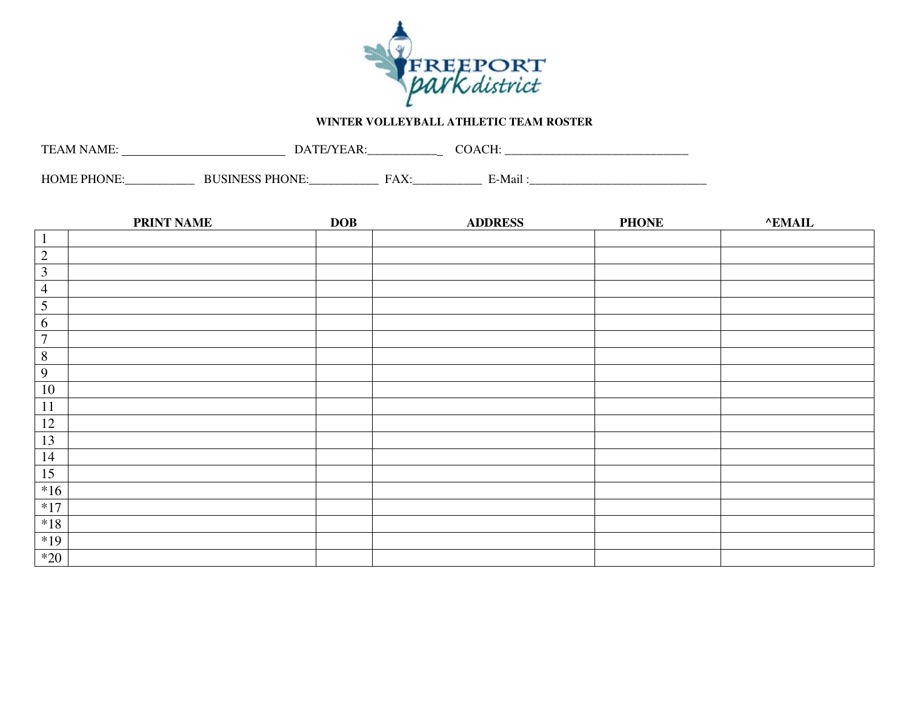FREEPORT park district

**WINTER VOLLEYBALL ATHLETIC TEAM ROSTER**

TEAM NAME: ___________________________ DATE/YEAR:___________ COACH: ______________________________

HOME PHONE:___________ BUSINESS PHONE:___________ FAX:___________ E-Mail :_____________________________

| | PRINT NAME | DOB | ADDRESS | PHONE | ^EMAIL |
|---|---|---|---|---|---|
| 1 | | | | | |
| 2 | | | | | |
| 3 | | | | | |
| 4 | | | | | |
| 5 | | | | | |
| 6 | | | | | |
| 7 | | | | | |
| 8 | | | | | |
| 9 | | | | | |
| 10 | | | | | |
| 11 | | | | | |
| 12 | | | | | |
| 13 | | | | | |
| 14 | | | | | |
| 15 | | | | | |
| *16 | | | | | |
| *17 | | | | | |
| *18 | | | | | |
| *19 | | | | | |
| *20 | | | | | |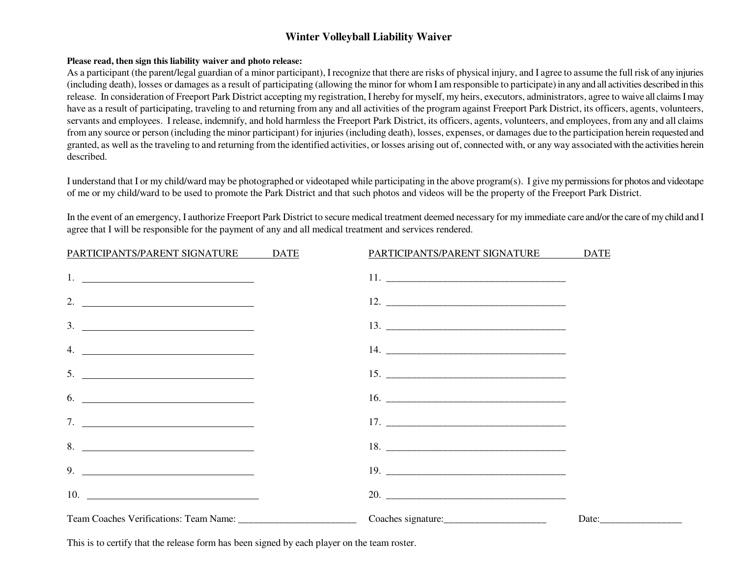# Winter Volleyball Liability Waiver

**Please read, then sign this liability waiver and photo release:**
As a participant (the parent/legal guardian of a minor participant), I recognize that there are risks of physical injury, and I agree to assume the full risk of any injuries (including death), losses or damages as a result of participating (allowing the minor for whom I am responsible to participate) in any and all activities described in this release. In consideration of Freeport Park District accepting my registration, I hereby for myself, my heirs, executors, administrators, agree to waive all claims I may have as a result of participating, traveling to and returning from any and all activities of the program against Freeport Park District, its officers, agents, volunteers, servants and employees. I release, indemnify, and hold harmless the Freeport Park District, its officers, agents, volunteers, and employees, from any and all claims from any source or person (including the minor participant) for injuries (including death), losses, expenses, or damages due to the participation herein requested and granted, as well as the traveling to and returning from the identified activities, or losses arising out of, connected with, or any way associated with the activities herein described.

I understand that I or my child/ward may be photographed or videotaped while participating in the above program(s). I give my permissions for photos and videotape of me or my child/ward to be used to promote the Park District and that such photos and videos will be the property of the Freeport Park District.

In the event of an emergency, I authorize Freeport Park District to secure medical treatment deemed necessary for my immediate care and/or the care of my child and I agree that I will be responsible for the payment of any and all medical treatment and services rendered.

| PARTICIPANTS/PARENT SIGNATURE | DATE | PARTICIPANTS/PARENT SIGNATURE | DATE |
|---|---|---|---|
| 1. ____________________ | | 11. ____________________ | |
| 2. ____________________ | | 12. ____________________ | |
| 3. ____________________ | | 13. ____________________ | |
| 4. ____________________ | | 14. ____________________ | |
| 5. ____________________ | | 15. ____________________ | |
| 6. ____________________ | | 16. ____________________ | |
| 7. ____________________ | | 17. ____________________ | |
| 8. ____________________ | | 18. ____________________ | |
| 9. ____________________ | | 19. ____________________ | |
| 10. ____________________ | | 20. ____________________ | |

Team Coaches Verifications: Team Name: ________________________ Coaches signature:____________________ Date:________________

This is to certify that the release form has been signed by each player on the team roster.